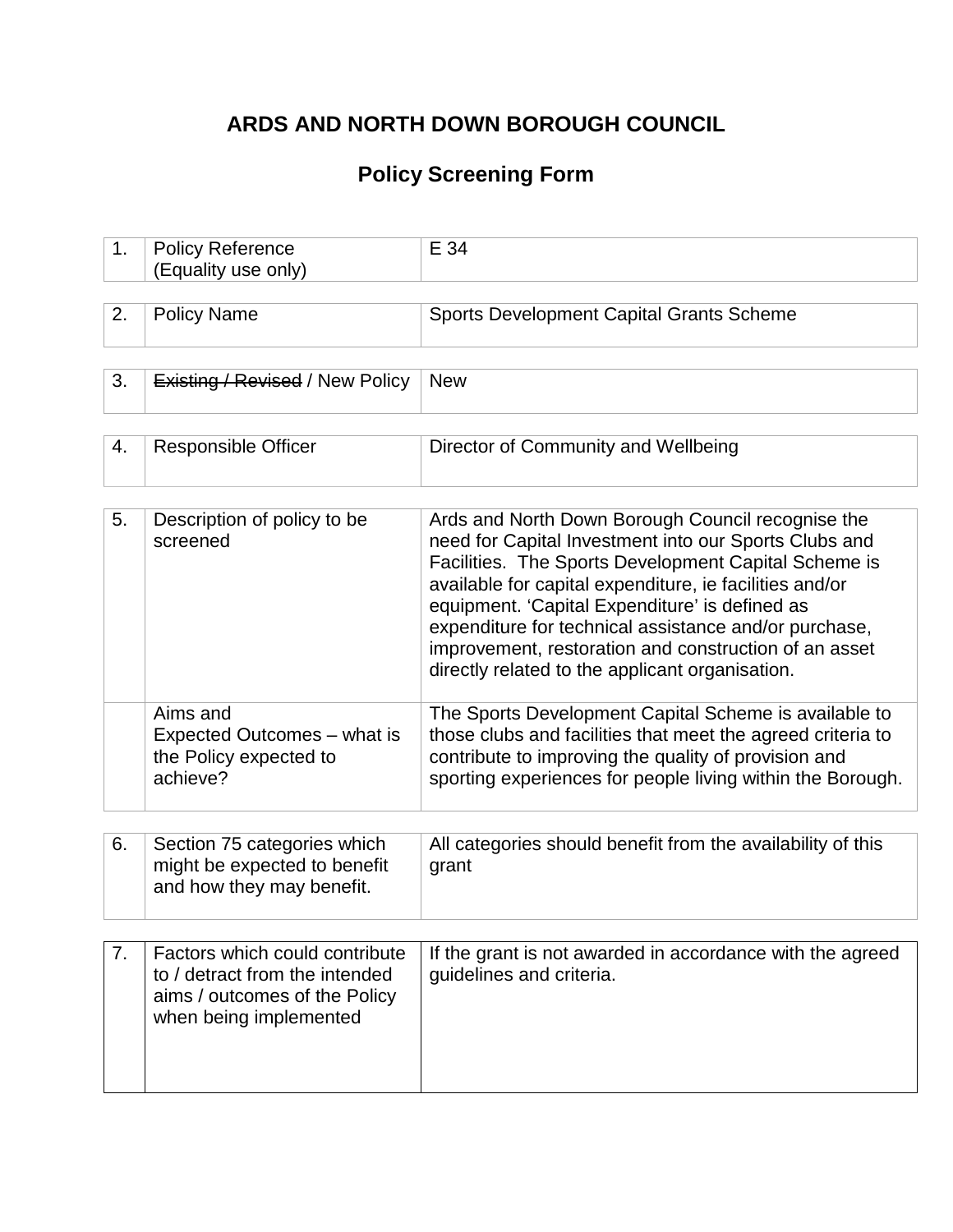# ARDS AND NORTH DOWN BOROUGH COUNCIL

## Policy Screening Form

| | | |
|---|---|---|
| 1. | Policy Reference (Equality use only) | E 34 |

| | | |
|---|---|---|
| 2. | Policy Name | Sports Development Capital Grants Scheme |

| | | |
|---|---|---|
| 3. | ~~Existing / Revised~~ / New Policy | New |

| | | |
|---|---|---|
| 4. | Responsible Officer | Director of Community and Wellbeing |

| | | |
|---|---|---|
| 5. | Description of policy to be screened | Ards and North Down Borough Council recognise the need for Capital Investment into our Sports Clubs and Facilities. The Sports Development Capital Scheme is available for capital expenditure, ie facilities and/or equipment. 'Capital Expenditure' is defined as expenditure for technical assistance and/or purchase, improvement, restoration and construction of an asset directly related to the applicant organisation. |
| | Aims and Expected Outcomes – what is the Policy expected to achieve? | The Sports Development Capital Scheme is available to those clubs and facilities that meet the agreed criteria to contribute to improving the quality of provision and sporting experiences for people living within the Borough. |

| | | |
|---|---|---|
| 6. | Section 75 categories which might be expected to benefit and how they may benefit. | All categories should benefit from the availability of this grant |

| | | |
|---|---|---|
| 7. | Factors which could contribute to / detract from the intended aims / outcomes of the Policy when being implemented | If the grant is not awarded in accordance with the agreed guidelines and criteria. |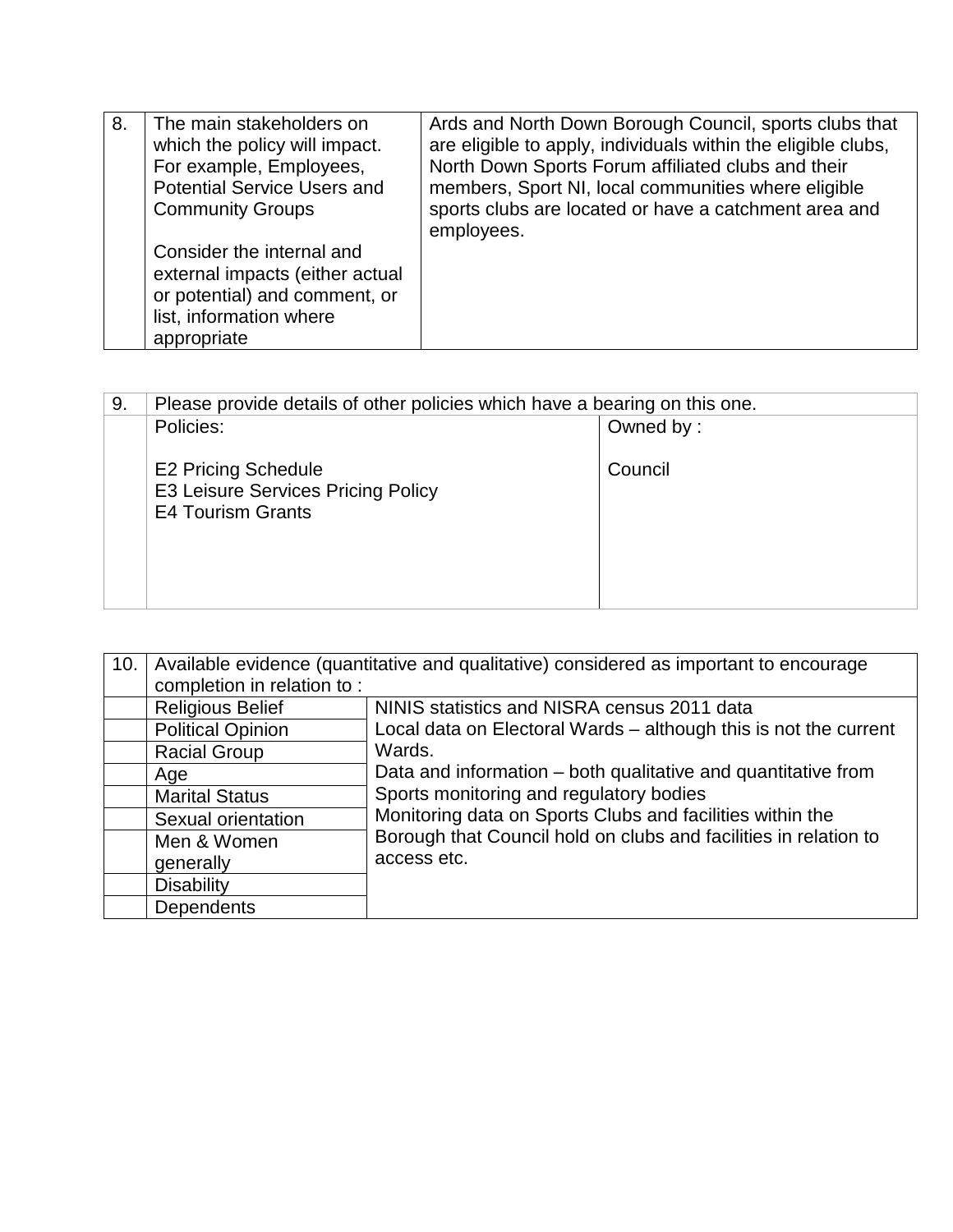| 8. | The main stakeholders on which the policy will impact. For example, Employees, Potential Service Users and Community Groups<br><br>Consider the internal and external impacts (either actual or potential) and comment, or list, information where appropriate | Ards and North Down Borough Council, sports clubs that are eligible to apply, individuals within the eligible clubs, North Down Sports Forum affiliated clubs and their members, Sport NI, local communities where eligible sports clubs are located or have a catchment area and employees. |
|---|---|---|

| 9. | Please provide details of other policies which have a bearing on this one. | |
|---|---|---|
| | Policies:<br><br>E2 Pricing Schedule<br>E3 Leisure Services Pricing Policy<br>E4 Tourism Grants | Owned by :<br><br>Council |

| 10. | Available evidence (quantitative and qualitative) considered as important to encourage completion in relation to : | |
|---|---|---|
| | Religious Belief | NINIS statistics and NISRA census 2011 data<br>Local data on Electoral Wards – although this is not the current Wards.<br>Data and information – both qualitative and quantitative from Sports monitoring and regulatory bodies<br>Monitoring data on Sports Clubs and facilities within the Borough that Council hold on clubs and facilities in relation to access etc. |
| | Political Opinion | |
| | Racial Group | |
| | Age | |
| | Marital Status | |
| | Sexual orientation | |
| | Men & Women generally | |
| | Disability | |
| | Dependents | |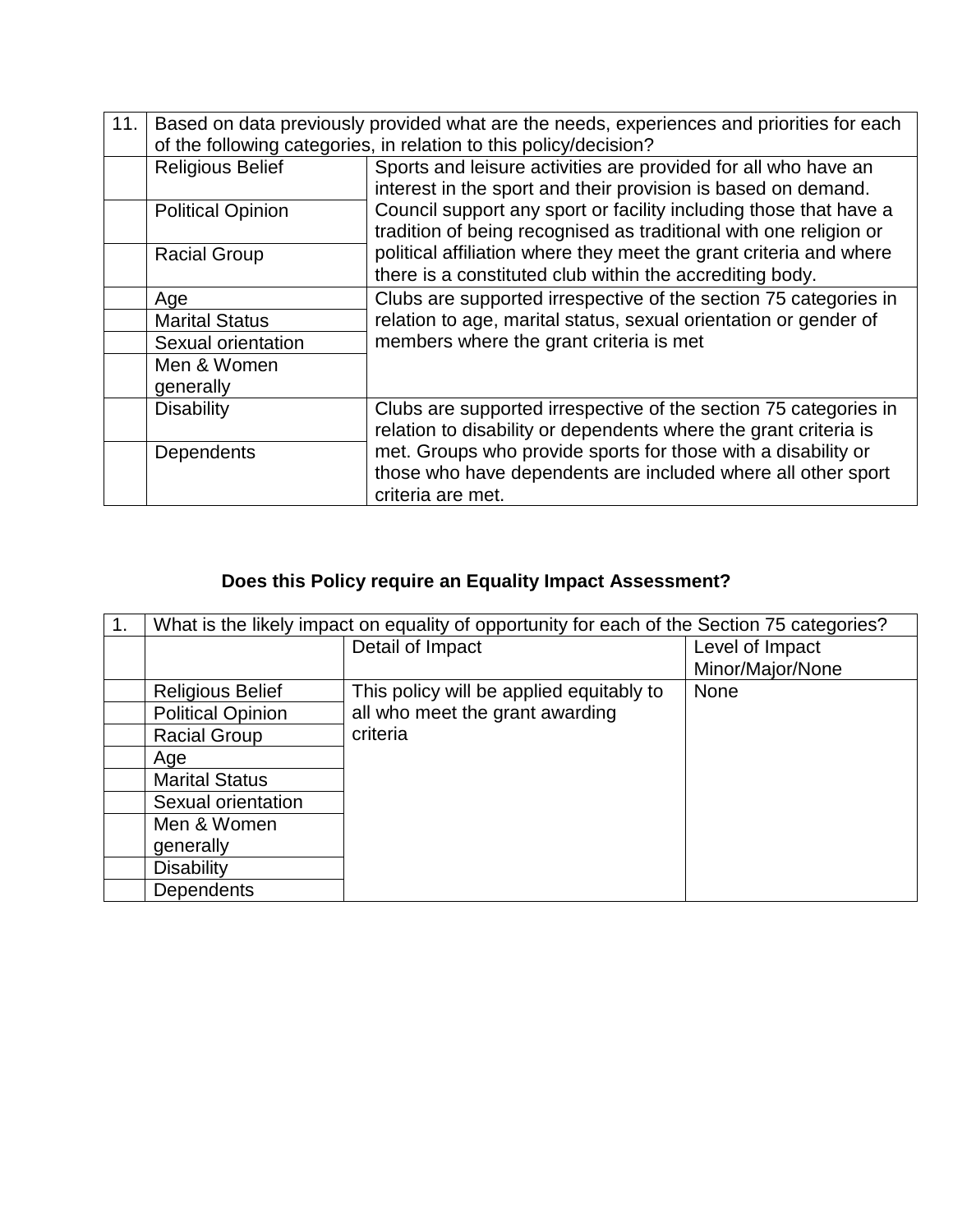| 11. | Based on data previously provided what are the needs, experiences and priorities for each of the following categories, in relation to this policy/decision? | |
|---|---|---|
| | Religious Belief | Sports and leisure activities are provided for all who have an interest in the sport and their provision is based on demand. Council support any sport or facility including those that have a tradition of being recognised as traditional with one religion or political affiliation where they meet the grant criteria and where there is a constituted club within the accrediting body. |
| | Political Opinion | |
| | Racial Group | |
| | Age | Clubs are supported irrespective of the section 75 categories in relation to age, marital status, sexual orientation or gender of members where the grant criteria is met |
| | Marital Status | |
| | Sexual orientation | |
| | Men & Women generally | |
| | Disability | Clubs are supported irrespective of the section 75 categories in relation to disability or dependents where the grant criteria is met. Groups who provide sports for those with a disability or those who have dependents are included where all other sport criteria are met. |
| | Dependents | |

**Does this Policy require an Equality Impact Assessment?**

| 1. | What is the likely impact on equality of opportunity for each of the Section 75 categories? | | |
|---|---|---|---|
| | | Detail of Impact | Level of Impact Minor/Major/None |
| | Religious Belief | This policy will be applied equitably to all who meet the grant awarding criteria | None |
| | Political Opinion | | |
| | Racial Group | | |
| | Age | | |
| | Marital Status | | |
| | Sexual orientation | | |
| | Men & Women generally | | |
| | Disability | | |
| | Dependents | | |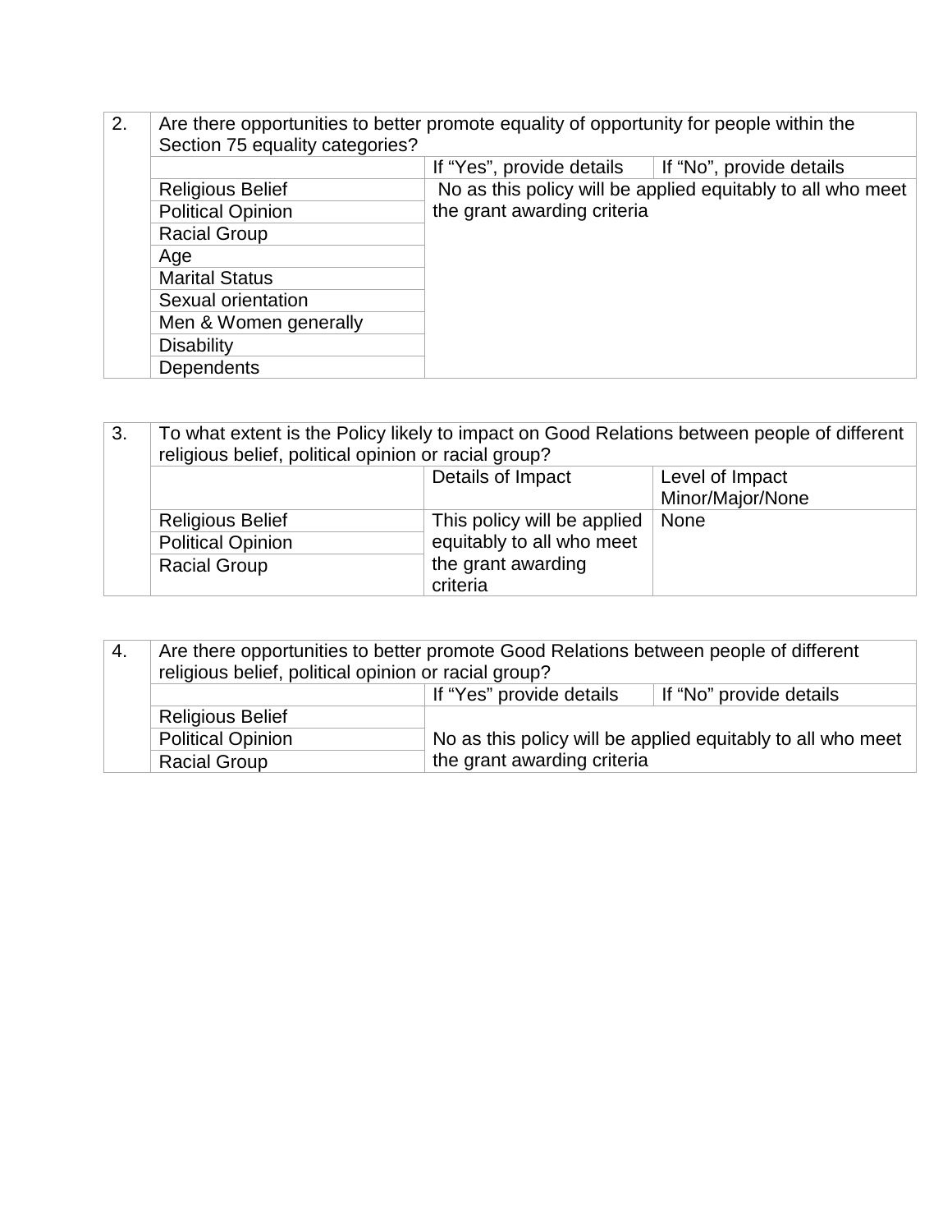| 2. | Are there opportunities to better promote equality of opportunity for people within the Section 75 equality categories? | | |
|---|---|---|---|
| | | If "Yes", provide details | If "No", provide details |
| | Religious Belief | No as this policy will be applied equitably to all who meet the grant awarding criteria | |
| | Political Opinion | | |
| | Racial Group | | |
| | Age | | |
| | Marital Status | | |
| | Sexual orientation | | |
| | Men & Women generally | | |
| | Disability | | |
| | Dependents | | |

| 3. | To what extent is the Policy likely to impact on Good Relations between people of different religious belief, political opinion or racial group? | | |
|---|---|---|---|
| | | Details of Impact | Level of Impact Minor/Major/None |
| | Religious Belief | This policy will be applied equitably to all who meet the grant awarding criteria | None |
| | Political Opinion | | |
| | Racial Group | | |

| 4. | Are there opportunities to better promote Good Relations between people of different religious belief, political opinion or racial group? | | |
|---|---|---|---|
| | | If "Yes" provide details | If "No" provide details |
| | Religious Belief | No as this policy will be applied equitably to all who meet the grant awarding criteria | |
| | Political Opinion | | |
| | Racial Group | | |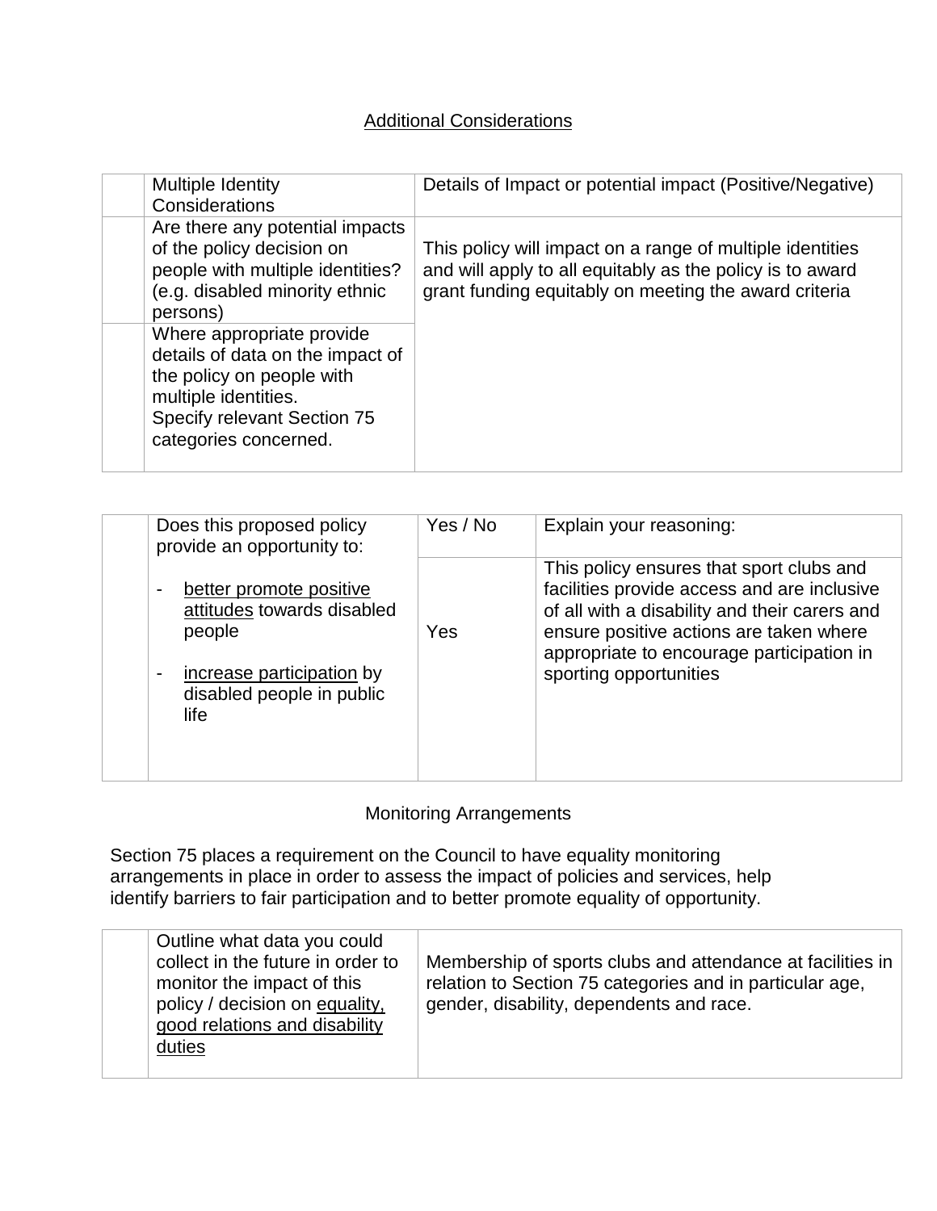## Additional Considerations

| | Multiple Identity Considerations | Details of Impact or potential impact (Positive/Negative) |
|---|---|---|
| | Are there any potential impacts of the policy decision on people with multiple identities? (e.g. disabled minority ethnic persons) | This policy will impact on a range of multiple identities and will apply to all equitably as the policy is to award grant funding equitably on meeting the award criteria |
| | Where appropriate provide details of data on the impact of the policy on people with multiple identities. Specify relevant Section 75 categories concerned. | |

| | Does this proposed policy provide an opportunity to: - better promote positive attitudes towards disabled people - increase participation by disabled people in public life | Yes / No | Explain your reasoning: |
|---|---|---|---|
| | | Yes | This policy ensures that sport clubs and facilities provide access and are inclusive of all with a disability and their carers and ensure positive actions are taken where appropriate to encourage participation in sporting opportunities |

## Monitoring Arrangements

Section 75 places a requirement on the Council to have equality monitoring arrangements in place in order to assess the impact of policies and services, help identify barriers to fair participation and to better promote equality of opportunity.

| | Outline what data you could collect in the future in order to monitor the impact of this policy / decision on equality, good relations and disability duties | Membership of sports clubs and attendance at facilities in relation to Section 75 categories and in particular age, gender, disability, dependents and race. |
|---|---|---|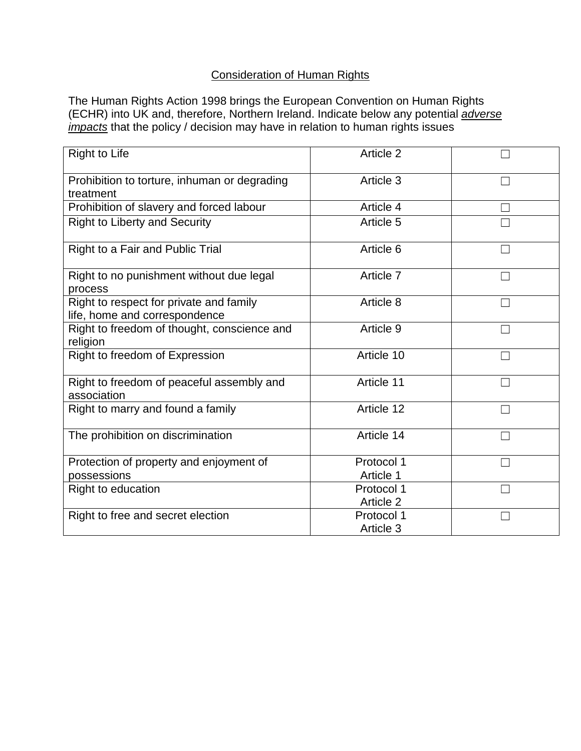Consideration of Human Rights

The Human Rights Action 1998 brings the European Convention on Human Rights (ECHR) into UK and, therefore, Northern Ireland. Indicate below any potential ***adverse impacts*** that the policy / decision may have in relation to human rights issues

| | | |
|---|---|---|
| Right to Life | Article 2 | ☐ |
| Prohibition to torture, inhuman or degrading treatment | Article 3 | ☐ |
| Prohibition of slavery and forced labour | Article 4 | ☐ |
| Right to Liberty and Security | Article 5 | ☐ |
| Right to a Fair and Public Trial | Article 6 | ☐ |
| Right to no punishment without due legal process | Article 7 | ☐ |
| Right to respect for private and family life, home and correspondence | Article 8 | ☐ |
| Right to freedom of thought, conscience and religion | Article 9 | ☐ |
| Right to freedom of Expression | Article 10 | ☐ |
| Right to freedom of peaceful assembly and association | Article 11 | ☐ |
| Right to marry and found a family | Article 12 | ☐ |
| The prohibition on discrimination | Article 14 | ☐ |
| Protection of property and enjoyment of possessions | Protocol 1 Article 1 | ☐ |
| Right to education | Protocol 1 Article 2 | ☐ |
| Right to free and secret election | Protocol 1 Article 3 | ☐ |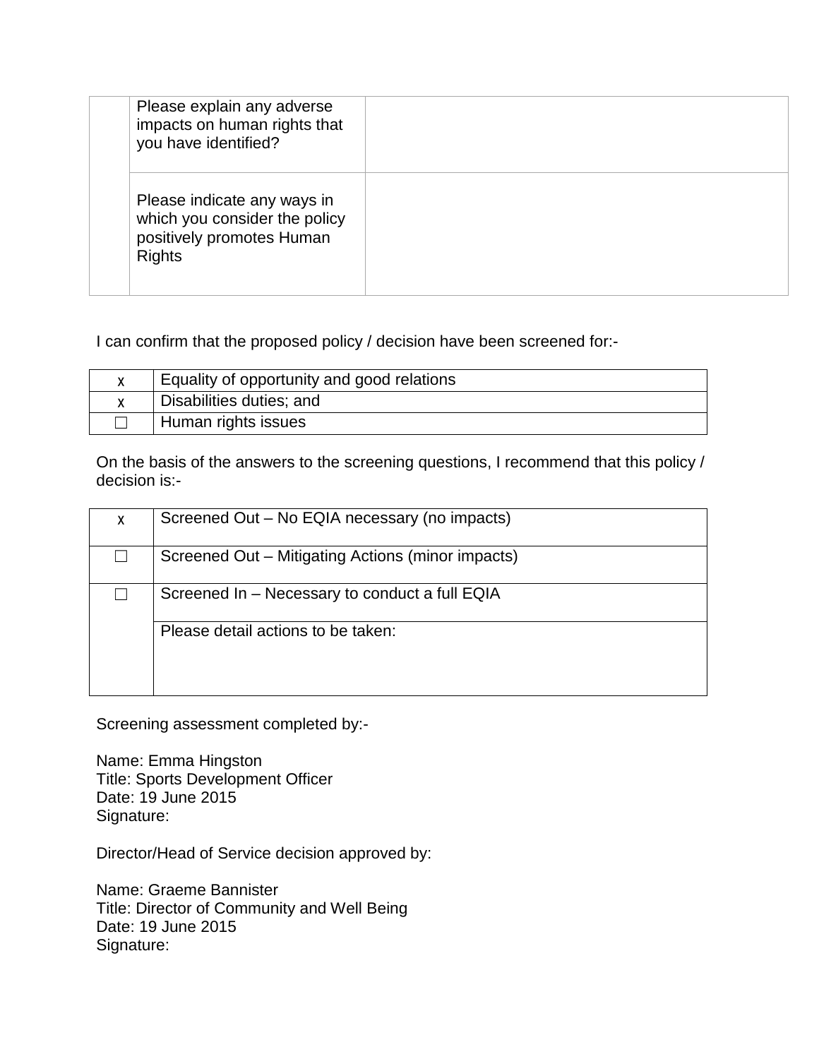|  | Please explain any adverse impacts on human rights that you have identified? |  |
|---|---|---|
|  | Please indicate any ways in which you consider the policy positively promotes Human Rights |  |

I can confirm that the proposed policy / decision have been screened for:-

| x | Equality of opportunity and good relations |
|---|---|
| x | Disabilities duties; and |
| ☐ | Human rights issues |

On the basis of the answers to the screening questions, I recommend that this policy / decision is:-

| x | Screened Out – No EQIA necessary (no impacts) |
|---|---|
| ☐ | Screened Out – Mitigating Actions (minor impacts) |
| ☐ | Screened In – Necessary to conduct a full EQIA |
|  | Please detail actions to be taken: |

Screening assessment completed by:-

Name: Emma Hingston
Title: Sports Development Officer
Date: 19 June 2015
Signature:

Director/Head of Service decision approved by:

Name: Graeme Bannister
Title: Director of Community and Well Being
Date: 19 June 2015
Signature: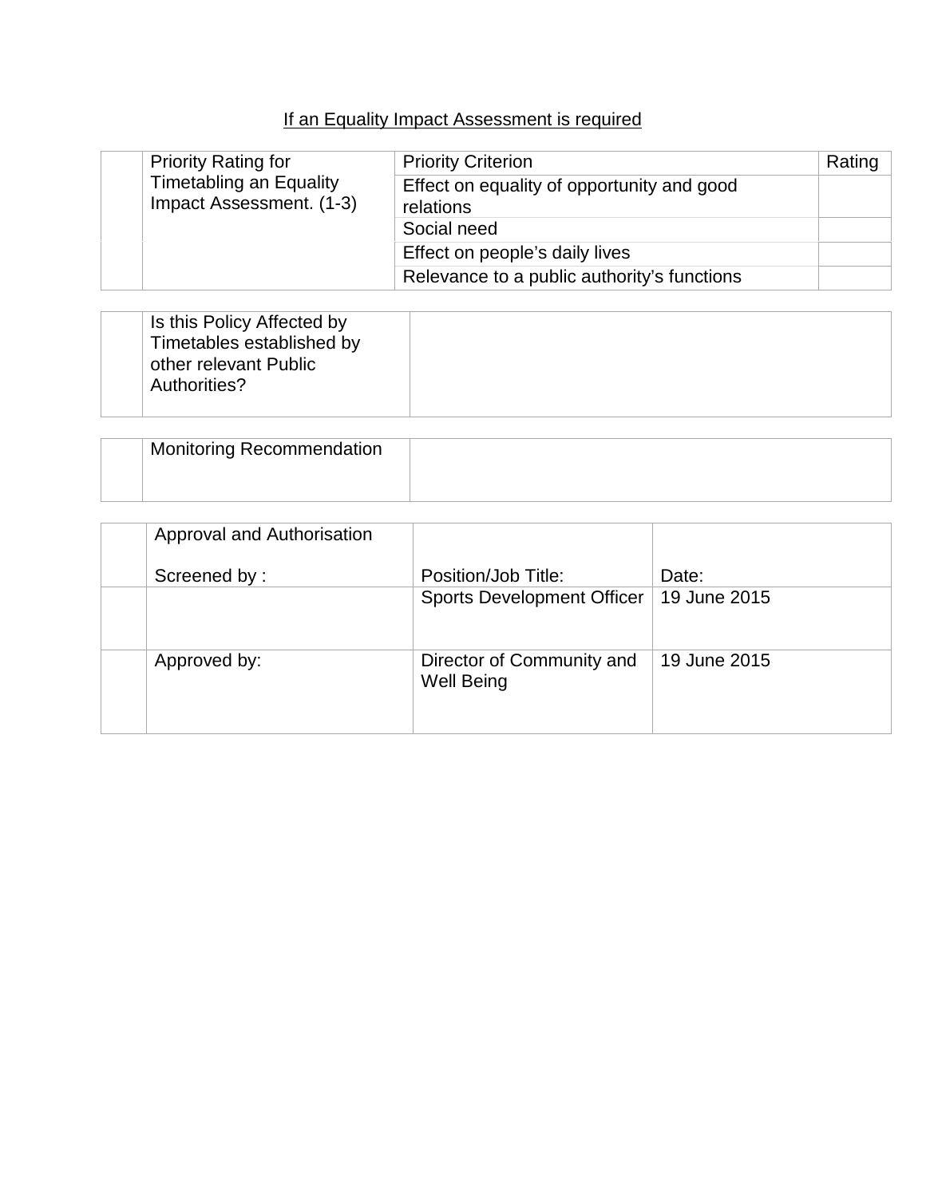If an Equality Impact Assessment is required

| | | | |
|---|---|---|---|
| | Priority Rating for Timetabling an Equality Impact Assessment. (1-3) | Priority Criterion | Rating |
| | | Effect on equality of opportunity and good relations | |
| | | Social need | |
| | | Effect on people's daily lives | |
| | | Relevance to a public authority's functions | |

| | | |
|---|---|---|
| | Is this Policy Affected by Timetables established by other relevant Public Authorities? | |

| | | |
|---|---|---|
| | Monitoring Recommendation | |

| | | | |
|---|---|---|---|
| | Approval and Authorisation<br><br>Screened by : | Position/Job Title: | Date: |
| | | Sports Development Officer | 19 June 2015 |
| | Approved by: | Director of Community and Well Being | 19 June 2015 |